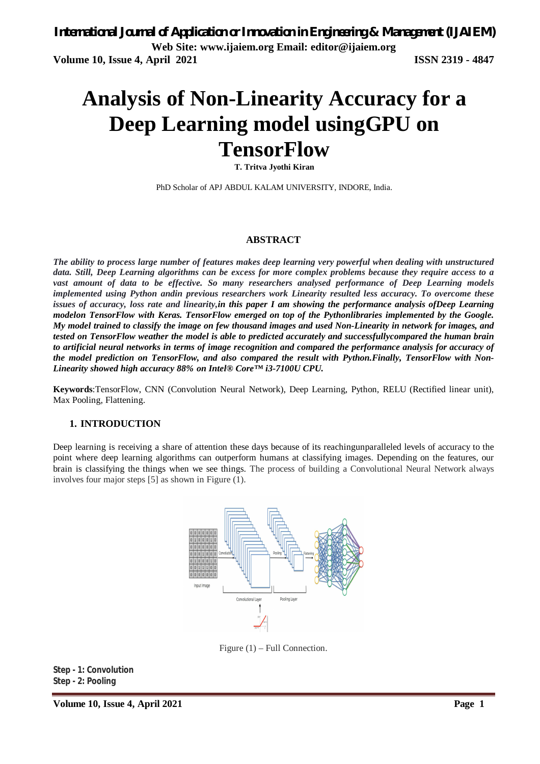# Analysis of Non-Linearity Accuracy for a Deep Learning model usingGPU on TensorFlow

**T. Tritva Jyothi Kiran**

PhD Scholar of APJ ABDUL KALAM UNIVERSITY, INDORE, India.

## ABSTRACT

***The ability to process large number of features makes deep learning very powerful when dealing with unstructured data. Still, Deep Learning algorithms can be excess for more complex problems because they require access to a vast amount of data to be effective. So many researchers analysed performance of Deep Learning models implemented using Python andin previous researchers work Linearity resulted less accuracy. To overcome these issues of accuracy, loss rate and linearity,in this paper I am showing the performance analysis ofDeep Learning modelon TensorFlow with Keras. TensorFlow emerged on top of the Pythonlibraries implemented by the Google. My model trained to classify the image on few thousand images and used Non-Linearity in network for images, and tested on TensorFlow weather the model is able to predicted accurately and successfullycompared the human brain to artificial neural networks in terms of image recognition and compared the performance analysis for accuracy of the model prediction on TensorFlow, and also compared the result with Python.Finally, TensorFlow with Non-Linearity showed high accuracy 88% on Intel® Core™ i3-7100U CPU.***

**Keywords**:TensorFlow, CNN (Convolution Neural Network), Deep Learning, Python, RELU (Rectified linear unit), Max Pooling, Flattening.

## 1. INTRODUCTION

Deep learning is receiving a share of attention these days because of its reachingunparalleled levels of accuracy to the point where deep learning algorithms can outperform humans at classifying images. Depending on the features, our brain is classifying the things when we see things. The process of building a Convolutional Neural Network always involves four major steps [5] as shown in Figure (1).

Input Image

Convolution

Pooling

Flattening

Convolutional Layer

Pooling Layer

Figure (1) – Full Connection.

**Step - 1: Convolution**
**Step - 2: Pooling**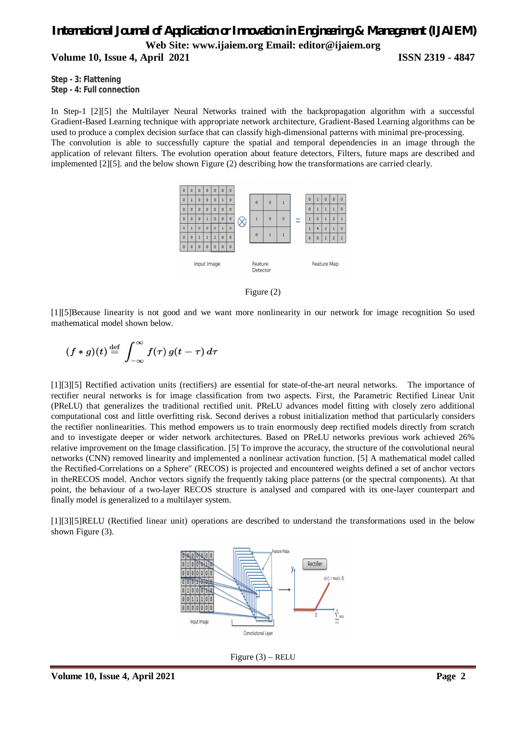**Step - 3: Flattening**
**Step - 4: Full connection**

In Step-1 [2][5] the Multilayer Neural Networks trained with the backpropagation algorithm with a successful Gradient-Based Learning technique with appropriate network architecture, Gradient-Based Learning algorithms can be used to produce a complex decision surface that can classify high-dimensional patterns with minimal pre-processing.
The convolution is able to successfully capture the spatial and temporal dependencies in an image through the application of relevant filters. The evolution operation about feature detectors, Filters, future maps are described and implemented [2][5]. and the below shown Figure (2) describing how the transformations are carried clearly.

Input Image

Feature Detector

Feature Map

Figure (2)

[1][5]Because linearity is not good and we want more nonlinearity in our network for image recognition So used mathematical model shown below.

$$(f * g)(t) \stackrel{\text{def}}{=} \int_{-\infty}^{\infty} f(\tau)\, g(t-\tau)\, d\tau$$

[1][3][5] Rectified activation units (rectifiers) are essential for state-of-the-art neural networks. The importance of rectifier neural networks is for image classification from two aspects. First, the Parametric Rectified Linear Unit (PReLU) that generalizes the traditional rectified unit. PReLU advances model fitting with closely zero additional computational cost and little overfitting risk. Second derives a robust initialization method that particularly considers the rectifier nonlinearities. This method empowers us to train enormously deep rectified models directly from scratch and to investigate deeper or wider network architectures. Based on PReLU networks previous work achieved 26% relative improvement on the Image classification. [5] To improve the accuracy, the structure of the convolutional neural networks (CNN) removed linearity and implemented a nonlinear activation function. [5] A mathematical model called the Rectified-Correlations on a Sphere" (RECOS) is projected and encountered weights defined a set of anchor vectors in theRECOS model. Anchor vectors signify the frequently taking place patterns (or the spectral components). At that point, the behaviour of a two-layer RECOS structure is analysed and compared with its one-layer counterpart and finally model is generalized to a multilayer system.

[1][3][5]RELU (Rectified linear unit) operations are described to understand the transformations used in the below shown Figure (3).

Input Image

Feature Maps

Convolutional Layer

Rectifier

$\phi(x) = \max(x, 0)$

Figure (3) – RELU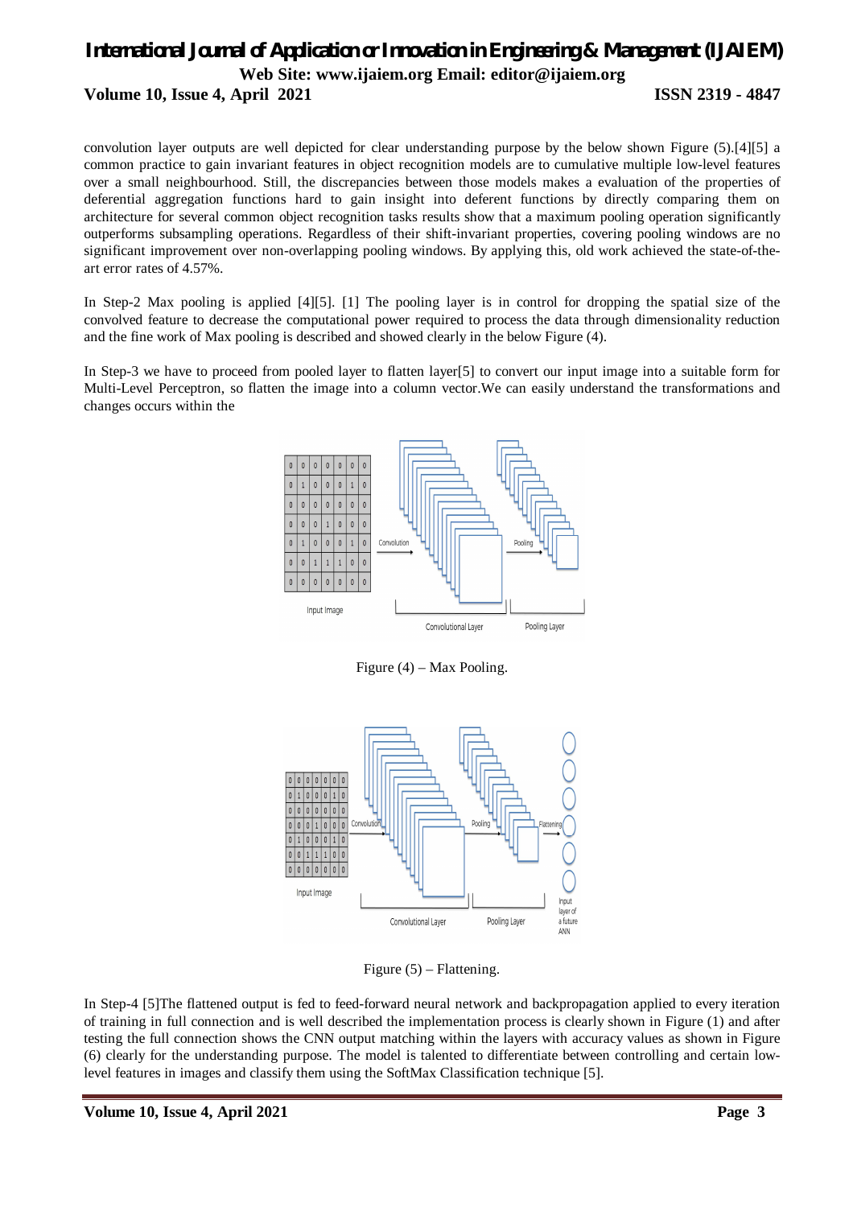convolution layer outputs are well depicted for clear understanding purpose by the below shown Figure (5).[4][5] a common practice to gain invariant features in object recognition models are to cumulative multiple low-level features over a small neighbourhood. Still, the discrepancies between those models makes a evaluation of the properties of deferential aggregation functions hard to gain insight into deferent functions by directly comparing them on architecture for several common object recognition tasks results show that a maximum pooling operation significantly outperforms subsampling operations. Regardless of their shift-invariant properties, covering pooling windows are no significant improvement over non-overlapping pooling windows. By applying this, old work achieved the state-of-the-art error rates of 4.57%.

In Step-2 Max pooling is applied [4][5]. [1] The pooling layer is in control for dropping the spatial size of the convolved feature to decrease the computational power required to process the data through dimensionality reduction and the fine work of Max pooling is described and showed clearly in the below Figure (4).

In Step-3 we have to proceed from pooled layer to flatten layer[5] to convert our input image into a suitable form for Multi-Level Perceptron, so flatten the image into a column vector.We can easily understand the transformations and changes occurs within the

Figure (4) – Max Pooling.

Figure (5) – Flattening.

In Step-4 [5]The flattened output is fed to feed-forward neural network and backpropagation applied to every iteration of training in full connection and is well described the implementation process is clearly shown in Figure (1) and after testing the full connection shows the CNN output matching within the layers with accuracy values as shown in Figure (6) clearly for the understanding purpose. The model is talented to differentiate between controlling and certain low-level features in images and classify them using the SoftMax Classification technique [5].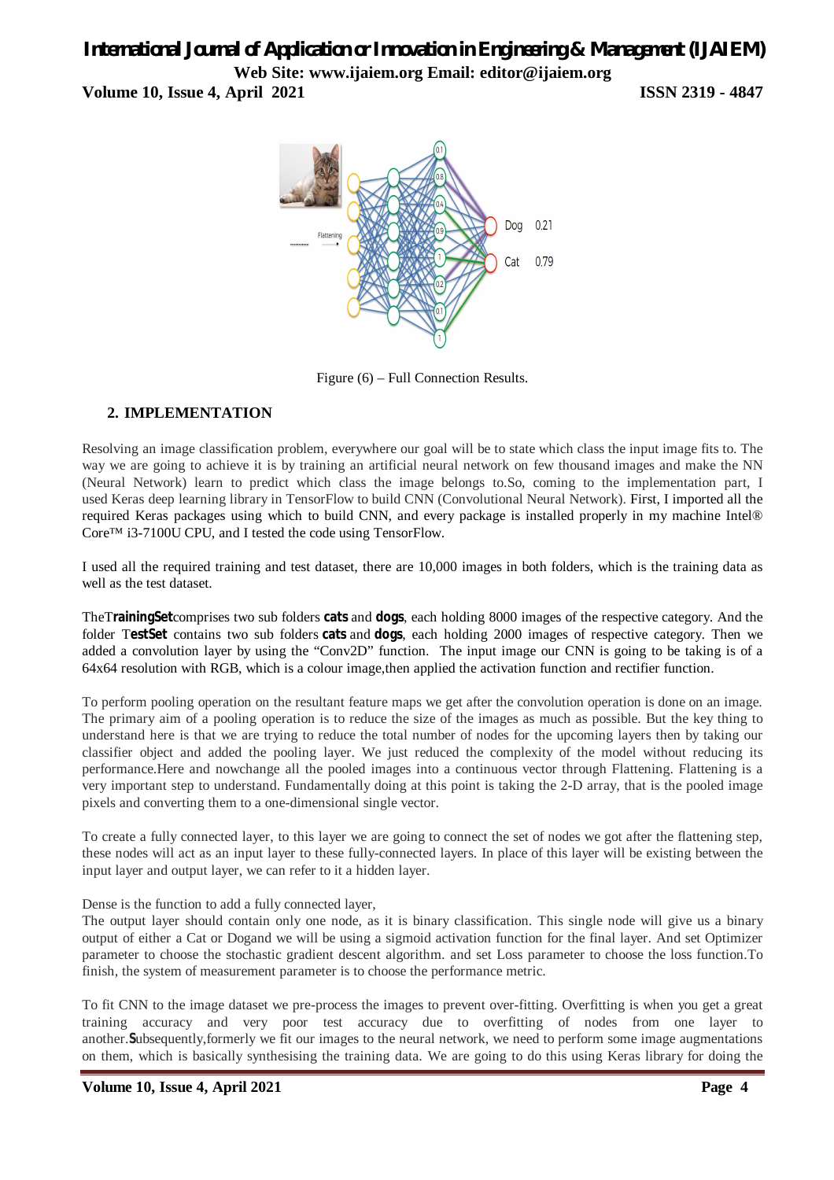Flattening

Dog 0.21

Cat 0.79

Figure (6) – Full Connection Results.

## 2. IMPLEMENTATION

Resolving an image classification problem, everywhere our goal will be to state which class the input image fits to. The way we are going to achieve it is by training an artificial neural network on few thousand images and make the NN (Neural Network) learn to predict which class the image belongs to.So, coming to the implementation part, I used Keras deep learning library in TensorFlow to build CNN (Convolutional Neural Network). First, I imported all the required Keras packages using which to build CNN, and every package is installed properly in my machine Intel® Core™ i3-7100U CPU, and I tested the code using TensorFlow.

I used all the required training and test dataset, there are 10,000 images in both folders, which is the training data as well as the test dataset.

TheT**rainingSet**comprises two sub folders **cats** and **dogs**, each holding 8000 images of the respective category. And the folder T**estSet** contains two sub folders **cats** and **dogs**, each holding 2000 images of respective category. Then we added a convolution layer by using the "Conv2D" function. The input image our CNN is going to be taking is of a 64x64 resolution with RGB, which is a colour image,then applied the activation function and rectifier function.

To perform pooling operation on the resultant feature maps we get after the convolution operation is done on an image. The primary aim of a pooling operation is to reduce the size of the images as much as possible. But the key thing to understand here is that we are trying to reduce the total number of nodes for the upcoming layers then by taking our classifier object and added the pooling layer. We just reduced the complexity of the model without reducing its performance.Here and nowchange all the pooled images into a continuous vector through Flattening. Flattening is a very important step to understand. Fundamentally doing at this point is taking the 2-D array, that is the pooled image pixels and converting them to a one-dimensional single vector.

To create a fully connected layer, to this layer we are going to connect the set of nodes we got after the flattening step, these nodes will act as an input layer to these fully-connected layers. In place of this layer will be existing between the input layer and output layer, we can refer to it a hidden layer.

Dense is the function to add a fully connected layer,

The output layer should contain only one node, as it is binary classification. This single node will give us a binary output of either a Cat or Dogand we will be using a sigmoid activation function for the final layer. And set Optimizer parameter to choose the stochastic gradient descent algorithm. and set Loss parameter to choose the loss function.To finish, the system of measurement parameter is to choose the performance metric.

To fit CNN to the image dataset we pre-process the images to prevent over-fitting. Overfitting is when you get a great training accuracy and very poor test accuracy due to overfitting of nodes from one layer to another.**S**ubsequently,formerly we fit our images to the neural network, we need to perform some image augmentations on them, which is basically synthesising the training data. We are going to do this using Keras library for doing the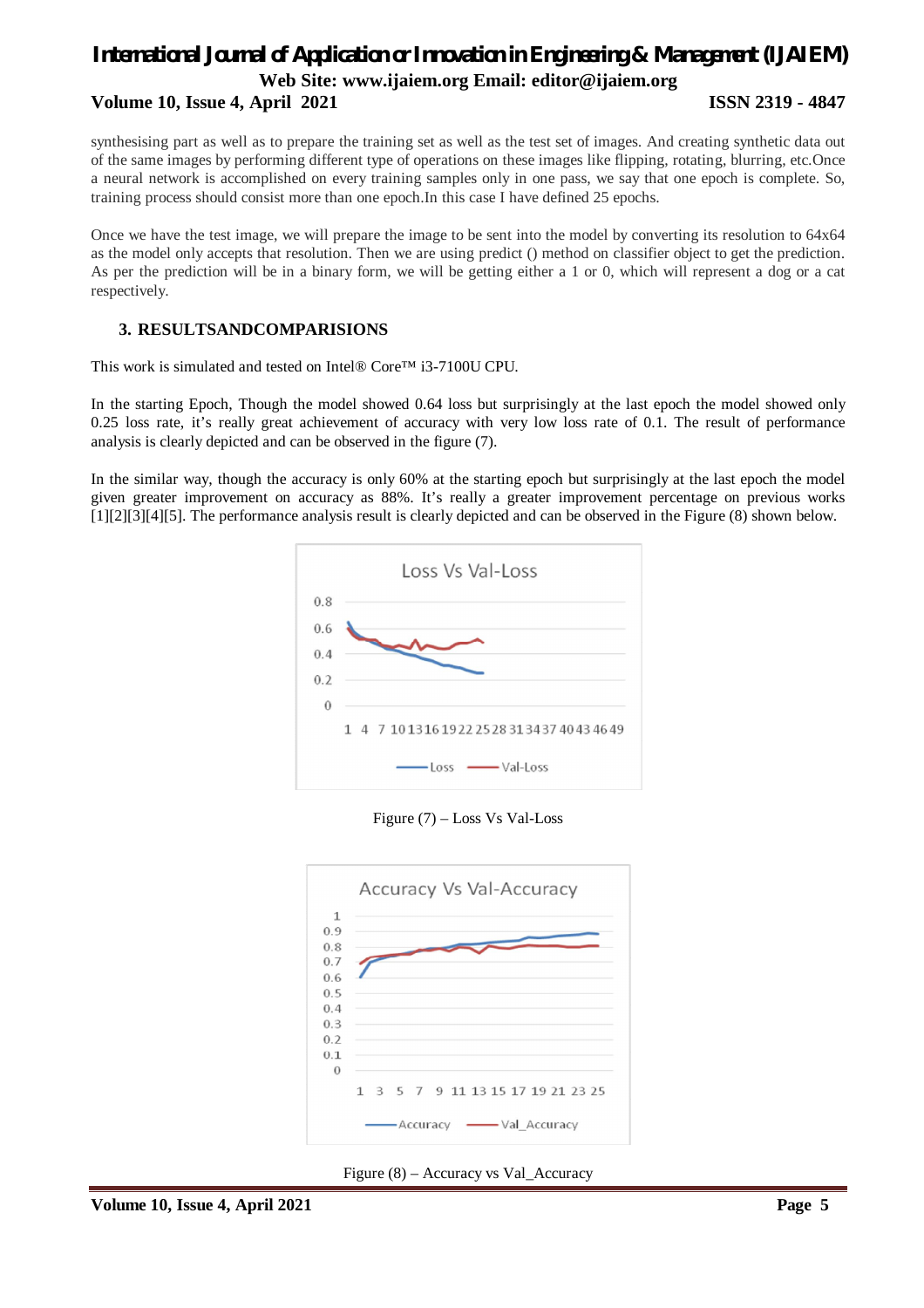synthesising part as well as to prepare the training set as well as the test set of images. And creating synthetic data out of the same images by performing different type of operations on these images like flipping, rotating, blurring, etc.Once a neural network is accomplished on every training samples only in one pass, we say that one epoch is complete. So, training process should consist more than one epoch.In this case I have defined 25 epochs.

Once we have the test image, we will prepare the image to be sent into the model by converting its resolution to 64x64 as the model only accepts that resolution. Then we are using predict () method on classifier object to get the prediction. As per the prediction will be in a binary form, we will be getting either a 1 or 0, which will represent a dog or a cat respectively.

## 3. RESULTSANDCOMPARISIONS

This work is simulated and tested on Intel® Core™ i3-7100U CPU.

In the starting Epoch, Though the model showed 0.64 loss but surprisingly at the last epoch the model showed only 0.25 loss rate, it's really great achievement of accuracy with very low loss rate of 0.1. The result of performance analysis is clearly depicted and can be observed in the figure (7).

In the similar way, though the accuracy is only 60% at the starting epoch but surprisingly at the last epoch the model given greater improvement on accuracy as 88%. It's really a greater improvement percentage on previous works [1][2][3][4][5]. The performance analysis result is clearly depicted and can be observed in the Figure (8) shown below.

Loss Vs Val-Loss

0.8
0.6
0.4
0.2
0

1 4 7 10 13 16 19 22 25 28 31 34 37 40 43 46 49

Loss — Val-Loss

Figure (7) – Loss Vs Val-Loss

Accuracy Vs Val-Accuracy

1
0.9
0.8
0.7
0.6
0.5
0.4
0.3
0.2
0.1
0

1 3 5 7 9 11 13 15 17 19 21 23 25

Accuracy — Val_Accuracy

Figure (8) – Accuracy vs Val_Accuracy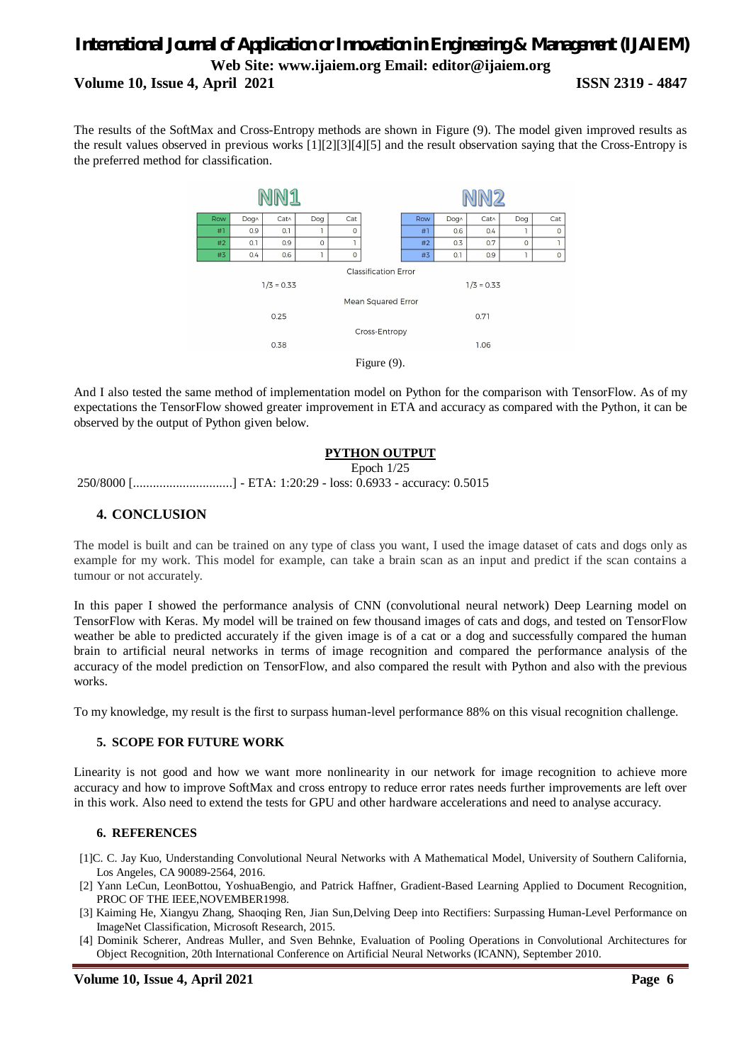The results of the SoftMax and Cross-Entropy methods are shown in Figure (9). The model given improved results as the result values observed in previous works [1][2][3][4][5] and the result observation saying that the Cross-Entropy is the preferred method for classification.

NN1

| Row | Dog^ | Cat^ | Dog | Cat |
|---|---|---|---|---|
| #1 | 0.9 | 0.1 | 1 | 0 |
| #2 | 0.1 | 0.9 | 0 | 1 |
| #3 | 0.4 | 0.6 | 1 | 0 |

NN2

| Row | Dog^ | Cat^ | Dog | Cat |
|---|---|---|---|---|
| #1 | 0.6 | 0.4 | 1 | 0 |
| #2 | 0.3 | 0.7 | 0 | 1 |
| #3 | 0.1 | 0.9 | 1 | 0 |

| | NN1 | NN2 |
|---|---|---|
| Classification Error | 1/3 = 0.33 | 1/3 = 0.33 |
| Mean Squared Error | 0.25 | 0.71 |
| Cross-Entropy | 0.38 | 1.06 |

Figure (9).

And I also tested the same method of implementation model on Python for the comparison with TensorFlow. As of my expectations the TensorFlow showed greater improvement in ETA and accuracy as compared with the Python, it can be observed by the output of Python given below.

**PYTHON OUTPUT**

Epoch 1/25

250/8000 [..............................] - ETA: 1:20:29 - loss: 0.6933 - accuracy: 0.5015

## 4. CONCLUSION

The model is built and can be trained on any type of class you want, I used the image dataset of cats and dogs only as example for my work. This model for example, can take a brain scan as an input and predict if the scan contains a tumour or not accurately.

In this paper I showed the performance analysis of CNN (convolutional neural network) Deep Learning model on TensorFlow with Keras. My model will be trained on few thousand images of cats and dogs, and tested on TensorFlow weather be able to predicted accurately if the given image is of a cat or a dog and successfully compared the human brain to artificial neural networks in terms of image recognition and compared the performance analysis of the accuracy of the model prediction on TensorFlow, and also compared the result with Python and also with the previous works.

To my knowledge, my result is the first to surpass human-level performance 88% on this visual recognition challenge.

## 5. SCOPE FOR FUTURE WORK

Linearity is not good and how we want more nonlinearity in our network for image recognition to achieve more accuracy and how to improve SoftMax and cross entropy to reduce error rates needs further improvements are left over in this work. Also need to extend the tests for GPU and other hardware accelerations and need to analyse accuracy.

## 6. REFERENCES

[1]C. C. Jay Kuo, Understanding Convolutional Neural Networks with A Mathematical Model, University of Southern California, Los Angeles, CA 90089-2564, 2016.

[2] Yann LeCun, LeonBottou, YoshuaBengio, and Patrick Haffner, Gradient-Based Learning Applied to Document Recognition, PROC OF THE IEEE,NOVEMBER1998.

[3] Kaiming He, Xiangyu Zhang, Shaoqing Ren, Jian Sun,Delving Deep into Rectifiers: Surpassing Human-Level Performance on ImageNet Classification, Microsoft Research, 2015.

[4] Dominik Scherer, Andreas Muller, and Sven Behnke, Evaluation of Pooling Operations in Convolutional Architectures for Object Recognition, 20th International Conference on Artificial Neural Networks (ICANN), September 2010.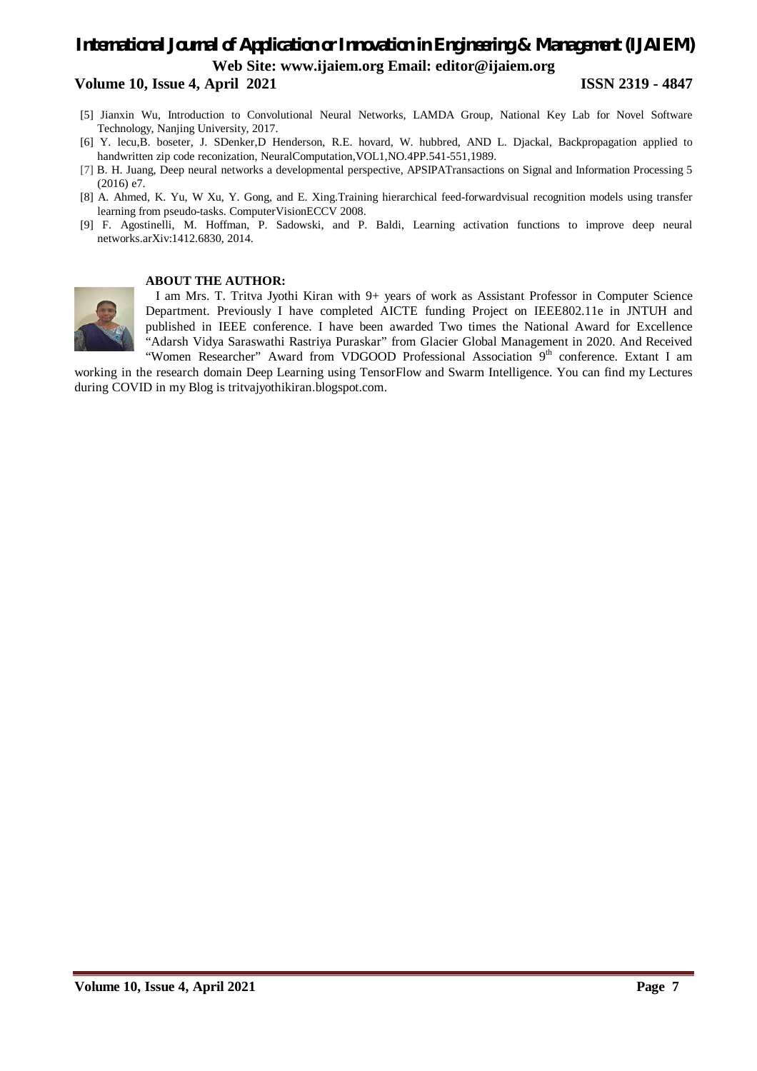[5] Jianxin Wu, Introduction to Convolutional Neural Networks, LAMDA Group, National Key Lab for Novel Software Technology, Nanjing University, 2017.

[6] Y. lecu,B. boseter, J. SDenker,D Henderson, R.E. hovard, W. hubbred, AND L. Djackal, Backpropagation applied to handwritten zip code reconization, NeuralComputation,VOL1,NO.4PP.541-551,1989.

[7] B. H. Juang, Deep neural networks a developmental perspective, APSIPATransactions on Signal and Information Processing 5 (2016) e7.

[8] A. Ahmed, K. Yu, W Xu, Y. Gong, and E. Xing.Training hierarchical feed-forwardvisual recognition models using transfer learning from pseudo-tasks. ComputerVisionECCV 2008.

[9] F. Agostinelli, M. Hoffman, P. Sadowski, and P. Baldi, Learning activation functions to improve deep neural networks.arXiv:1412.6830, 2014.

**ABOUT THE AUTHOR:**

I am Mrs. T. Tritva Jyothi Kiran with 9+ years of work as Assistant Professor in Computer Science Department. Previously I have completed AICTE funding Project on IEEE802.11e in JNTUH and published in IEEE conference. I have been awarded Two times the National Award for Excellence "Adarsh Vidya Saraswathi Rastriya Puraskar" from Glacier Global Management in 2020. And Received "Women Researcher" Award from VDGOOD Professional Association 9th conference. Extant I am working in the research domain Deep Learning using TensorFlow and Swarm Intelligence. You can find my Lectures during COVID in my Blog is tritvajyothikiran.blogspot.com.